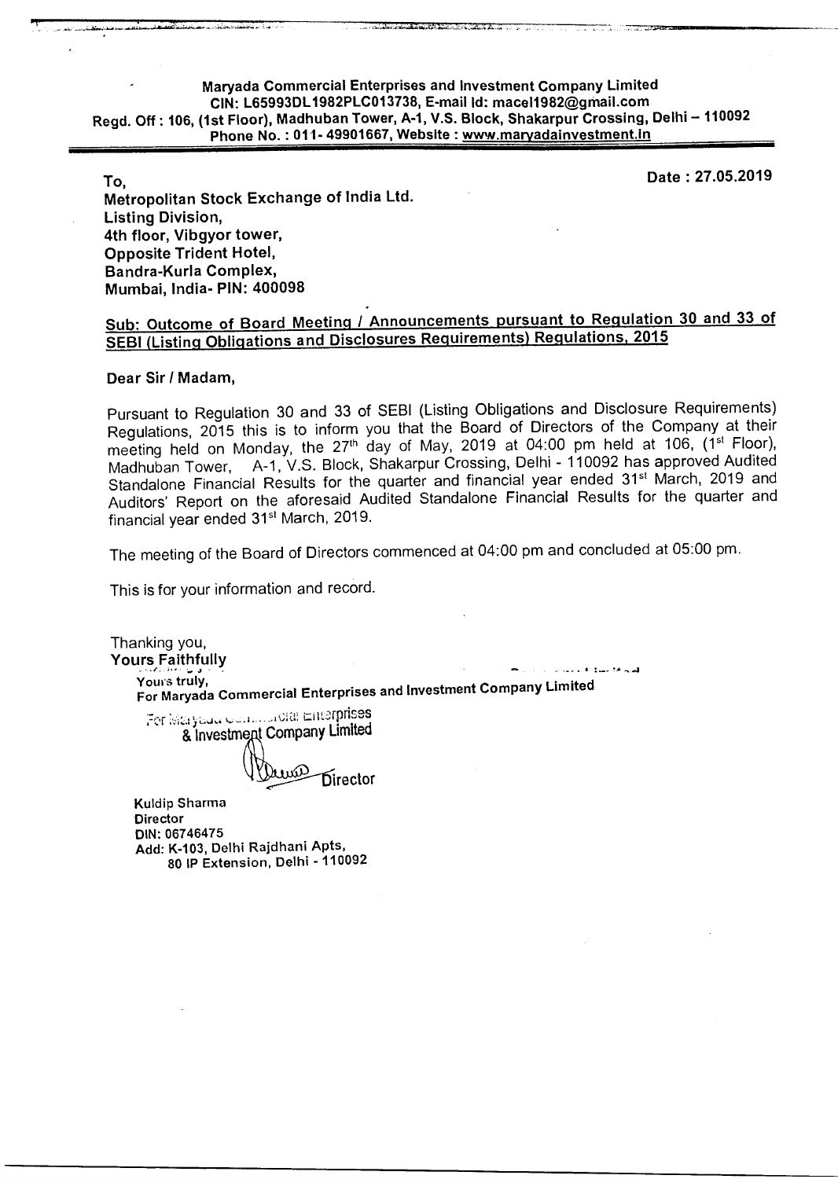**Maryada Commercial Enterprises and Investment Company Limited**
**CIN: L65993DL1982PLC013738, E-mail Id: macel1982@gmail.com**
**Regd. Off : 106, (1st Floor), Madhuban Tower, A-1, V.S. Block, Shakarpur Crossing, Delhi – 110092**
**Phone No. : 011- 49901667, Website : www.maryadainvestment.in**

**Date : 27.05.2019**

**To,**
**Metropolitan Stock Exchange of India Ltd.**
**Listing Division,**
**4th floor, Vibgyor tower,**
**Opposite Trident Hotel,**
**Bandra-Kurla Complex,**
**Mumbai, India- PIN: 400098**

**Sub: Outcome of Board Meeting / Announcements pursuant to Regulation 30 and 33 of SEBI (Listing Obligations and Disclosures Requirements) Regulations, 2015**

**Dear Sir / Madam,**

Pursuant to Regulation 30 and 33 of SEBI (Listing Obligations and Disclosure Requirements) Regulations, 2015 this is to inform you that the Board of Directors of the Company at their meeting held on Monday, the 27th day of May, 2019 at 04:00 pm held at 106, (1st Floor), Madhuban Tower, A-1, V.S. Block, Shakarpur Crossing, Delhi - 110092 has approved Audited Standalone Financial Results for the quarter and financial year ended 31st March, 2019 and Auditors' Report on the aforesaid Audited Standalone Financial Results for the quarter and financial year ended 31st March, 2019.

The meeting of the Board of Directors commenced at 04:00 pm and concluded at 05:00 pm.

This is for your information and record.

Thanking you,
**Yours Faithfully**

Yours truly,
**For Maryada Commercial Enterprises and Investment Company Limited**

For Maryada Commercial Enterprises & Investment Company Limited

Director

**Kuldip Sharma**
**Director**
**DIN: 06746475**
**Add: K-103, Delhi Rajdhani Apts,**
**80 IP Extension, Delhi - 110092**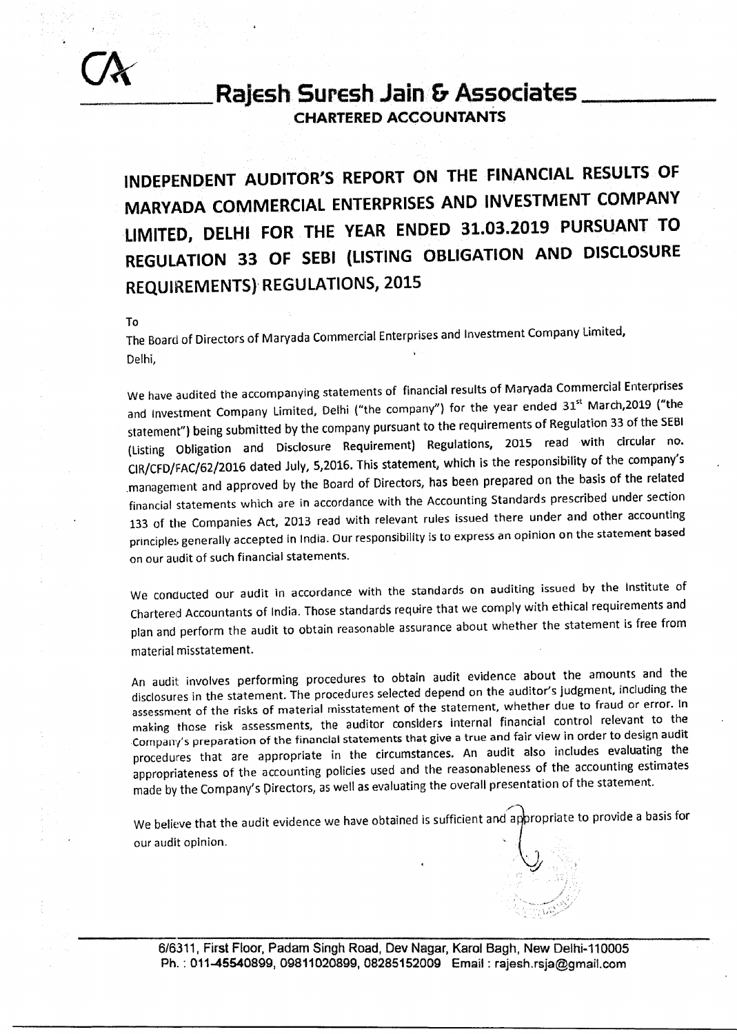# Rajesh Suresh Jain & Associates

**CHARTERED ACCOUNTANTS**

## INDEPENDENT AUDITOR'S REPORT ON THE FINANCIAL RESULTS OF MARYADA COMMERCIAL ENTERPRISES AND INVESTMENT COMPANY LIMITED, DELHI FOR THE YEAR ENDED 31.03.2019 PURSUANT TO REGULATION 33 OF SEBI (LISTING OBLIGATION AND DISCLOSURE REQUIREMENTS) REGULATIONS, 2015

To

The Board of Directors of Maryada Commercial Enterprises and Investment Company Limited,

Delhi,

We have audited the accompanying statements of financial results of Maryada Commercial Enterprises and Investment Company Limited, Delhi ("the company") for the year ended 31st March,2019 ("the statement") being submitted by the company pursuant to the requirements of Regulation 33 of the SEBI (Listing Obligation and Disclosure Requirement) Regulations, 2015 read with circular no. CIR/CFD/FAC/62/2016 dated July, 5,2016. This statement, which is the responsibility of the company's management and approved by the Board of Directors, has been prepared on the basis of the related financial statements which are in accordance with the Accounting Standards prescribed under section 133 of the Companies Act, 2013 read with relevant rules issued there under and other accounting principles generally accepted in India. Our responsibility is to express an opinion on the statement based on our audit of such financial statements.

We conducted our audit in accordance with the standards on auditing issued by the Institute of Chartered Accountants of India. Those standards require that we comply with ethical requirements and plan and perform the audit to obtain reasonable assurance about whether the statement is free from material misstatement.

An audit involves performing procedures to obtain audit evidence about the amounts and the disclosures in the statement. The procedures selected depend on the auditor's judgment, including the assessment of the risks of material misstatement of the statement, whether due to fraud or error. In making those risk assessments, the auditor considers internal financial control relevant to the Company's preparation of the financial statements that give a true and fair view in order to design audit procedures that are appropriate in the circumstances. An audit also includes evaluating the appropriateness of the accounting policies used and the reasonableness of the accounting estimates made by the Company's Directors, as well as evaluating the overall presentation of the statement.

We believe that the audit evidence we have obtained is sufficient and appropriate to provide a basis for our audit opinion.

6/6311, First Floor, Padam Singh Road, Dev Nagar, Karol Bagh, New Delhi-110005
Ph. : 011-45540899, 09811020899, 08285152009 Email : rajesh.rsja@gmail.com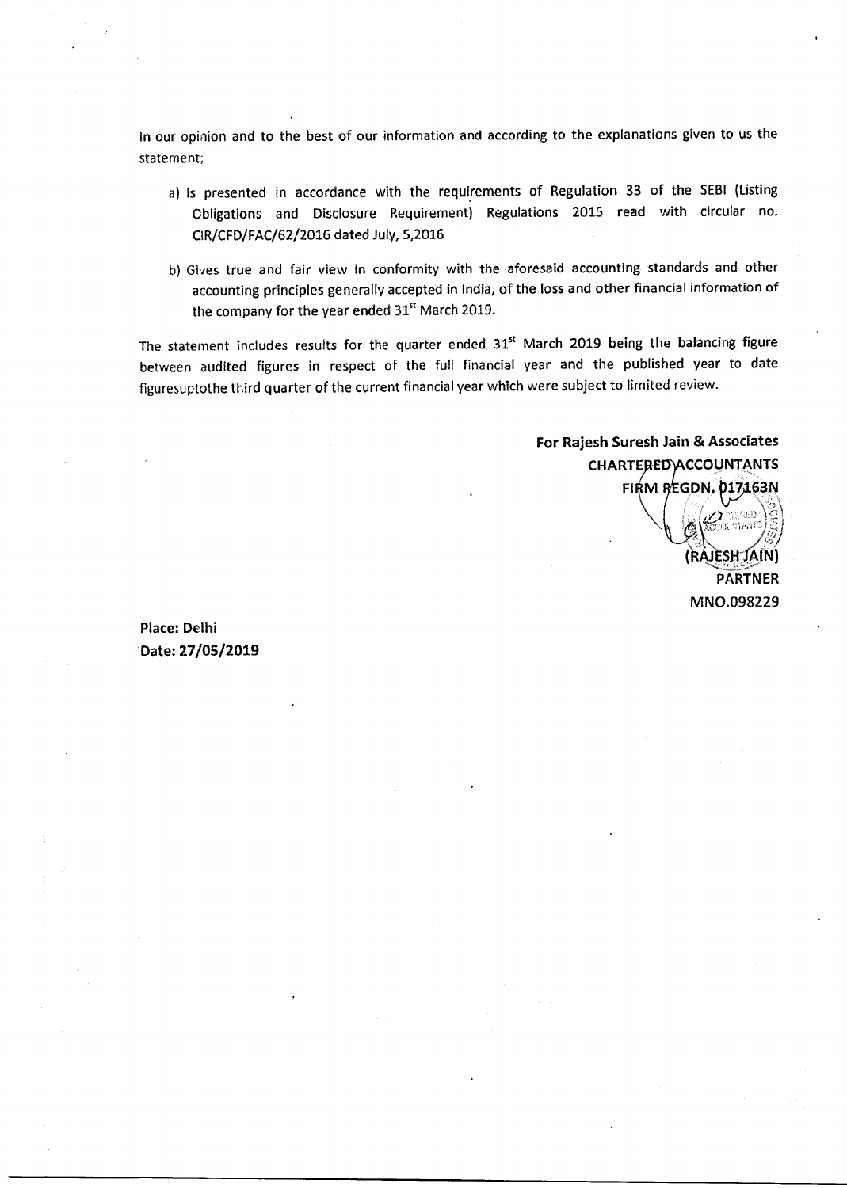In our opinion and to the best of our information and according to the explanations given to us the statement;

a) Is presented in accordance with the requirements of Regulation 33 of the SEBI (Listing Obligations and Disclosure Requirement) Regulations 2015 read with circular no. CIR/CFD/FAC/62/2016 dated July, 5,2016

b) Gives true and fair view in conformity with the aforesaid accounting standards and other accounting principles generally accepted in India, of the loss and other financial information of the company for the year ended 31st March 2019.

The statement includes results for the quarter ended 31st March 2019 being the balancing figure between audited figures in respect of the full financial year and the published year to date figuresuptothe third quarter of the current financial year which were subject to limited review.

**For Rajesh Suresh Jain & Associates**
**CHARTERED ACCOUNTANTS**
**FIRM REGDN. 017163N**

**(RAJESH JAIN)**
**PARTNER**
MNO.098229

**Place: Delhi**
**Date: 27/05/2019**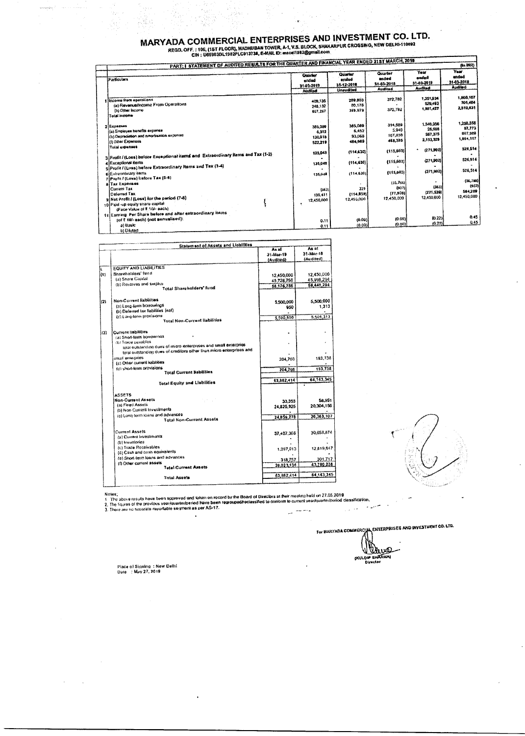# MARYADA COMMERCIAL ENTERPRISES AND INVESTMENT CO. LTD.

REGD. OFF. : 106, (1ST FLOOR), MADHUBAN TOWER, A-1, V.S. BLOCK, SHAKARPUR CROSSING, NEW DELHI-110092
CIN : U65993DL1982PLC013738, E-MAIL ID: mecel1982@gmail.com

## PART: I STATEMENT OF AUDITED RESULTS FOR THE QUARTER AND FINANCIAL YEAR ENDED 31ST MARCH, 2019

(In INR)

| | Particulars | Quarter ended 31-03-2019 Audited | Quarter ended 31-12-2018 Unaudited | Quarter ended 31-03-2018 Audited | Year ended 31-03-2019 Audited | Year ended 31-03-2018 Audited |
|---|---|---|---|---|---|---|
| 1 | Income from operations | | | | | |
| | (a) Revenue/Income From Operations | 409,135 | 289,803 | 372,782 | 1,351,934 | 1,809,167 |
| | (b) Other Income | 248,132 | 80,176 | - | 529,493 | 701,464 |
| | Total Income | 657,267 | 369,979 | 372,782 | 1,881,427 | 2,510,631 |
| 2 | Expenses | | | | | |
| | (a) Employee benefits expense | 385,399 | 385,089 | 314,589 | 1,540,356 | 1,298,356 |
| | (b) Depreciation and amortisation expense | 6,312 | 6,452 | 5,940 | 25,598 | 57,773 |
| | (f) Other Expenses | 130,508 | 93,068 | 167,856 | 587,375 | 667,988 |
| | Total expenses | 522,219 | 484,609 | 488,385 | 2,153,329 | 1,984,117 |
| 3 | Profit / (Loss) before Exceptional items and Extraordinary items and Tax (1-2) | 135,048 | (114,630) | (115,603) | (271,902) | 526,514 |
| 4 | Exceptional items | - | - | - | - | - |
| 5 | Profit / (Loss) before Extraordinary items and Tax (3-4) | 135,048 | (114,630) | (115,603) | (271,902) | 526,514 |
| 6 | Extraordinary items | - | - | - | - | - |
| 7 | Profit / (Loss) before Tax (5-6) | 135,048 | (114,630) | (115,603) | (271,902) | 526,514 |
| 8 | Tax Expenses | | | | | |
| | Current Tax | - | - | (36,788) | - | (36,788) |
| | Deferred Tax | (363) | 229 | (907) | (363) | (907) |
| 9 | Net Profit / (Loss) for the period (7-8) | 135,411 | (114,859) | (77,908) | (271,539) | 564,209 |
| 10 | Paid -up equity share capital (Face Value of ₹ 10/- each) | 12,450,000 | 12,450,000 | 12,450,000 | 12,450,000 | 12,450,000 |
| 11 | Earning Per Share before and after extraordinary items (of ₹ 10/- each) (not annualised): | | | | | |
| | a) Basic | 0.11 | (0.09) | (0.06) | (0.22) | 0.45 |
| | b) Diluted | 0.11 | (0.09) | (0.06) | (0.22) | 0.45 |

### Statement of Assets and Liabilities

| | | As at 31-Mar-19 (Audited) | As at 31-Mar-18 (Audited) |
|---|---|---|---|
| I. | EQUITY AND LIABILITIES | | |
| (1) | Shareholders' fund | | |
| | (a) Share Capital | 12,450,000 | 12,450,000 |
| | (b) Reserves and surplus | 45,726,756 | 45,998,294 |
| | Total Shareholders' fund | 58,176,756 | 58,448,294 |
| (2) | Non-Current liabilities | | |
| | (a) Long-term borrowings | 5,500,000 | 5,500,000 |
| | (b) Deferred tax liabilities (net) | 950 | 1,313 |
| | (c) Long-term provisions | - | - |
| | Total Non-Current liabilities | 5,500,950 | 5,501,313 |
| (3) | Current liabilities | | |
| | (a) Short-term borrowings | - | - |
| | (b) Trade payables | | |
| | total outstanding dues of micro enterprises and small enterprise | - | - |
| | total outstanding dues of creditors other than micro enterprises and small enterprises | - | - |
| | (c) Other current liabilities | 204,708 | 193,738 |
| | (d) short-term provisions | - | - |
| | Total Current liabilities | 204,708 | 193,738 |
| | Total Equity and Liabilities | 63,882,414 | 64,143,345 |
| | ASSETS | | |
| | Non-Current Assets | | |
| | (a) Fixed Assets | 33,353 | 58,951 |
| | (b) Non-Current Investments | 24,825,925 | 20,304,156 |
| | (c) Long-term loans and advances | - | - |
| | Total Non-Current Assets | 24,859,278 | 20,363,107 |
| | Current Assets | | |
| | (a) Current investments | 37,407,368 | 30,658,874 |
| | (b) Inventories | - | - |
| | (c) Trade Receivables | - | - |
| | (d) Cash and cash equivalents | 1,297,013 | 12,819,647 |
| | (e) Short-term loans and advances | - | - |
| | (f) Other current assets | 318,757 | 301,717 |
| | Total Current Assets | 39,023,136 | 43,780,238 |
| | Total Assets | 63,882,414 | 64,143,345 |

Notes:

1. The above results have been approved and taken on record by the Board of Directors at their meeting held on 27.05.2019
2. The figures of the previous year/quarter/period have been regrouped/reclassified to conform to current year/quarter/period classification.
3. There are no separate reportable segment as per AS-17.

For MARYADA COMMERCIAL ENTERPRISES AND INVESTMENT CO. LTD.

(KULDIP SHARMA)
Director

Place of Signing : New Delhi
Date : May 27, 2019